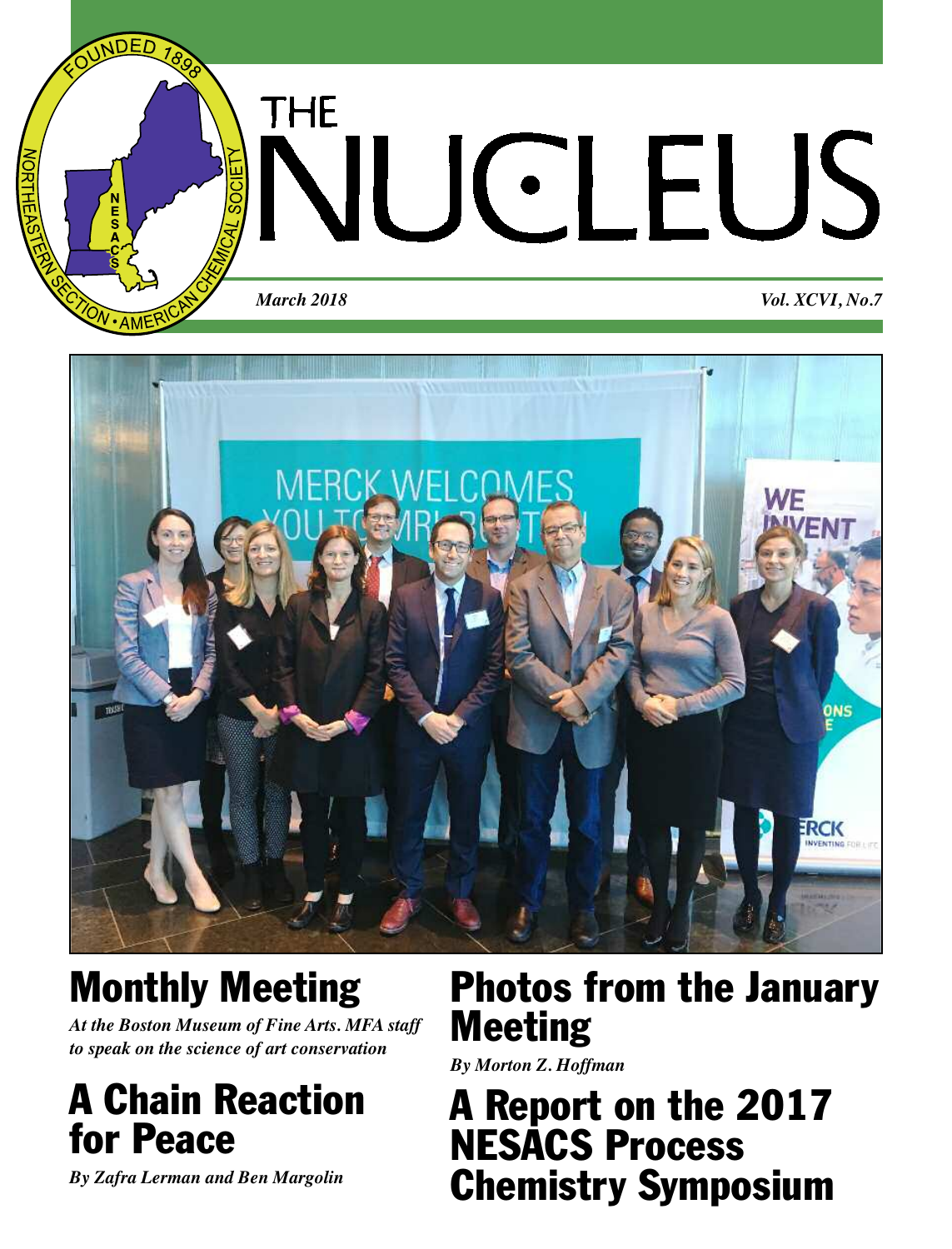# THE NUCLEUS

*March 2018* *Vol. XCVI, No.7*

## Monthly Meeting

***At the Boston Museum of Fine Arts. MFA staff to speak on the science of art conservation***

## A Chain Reaction for Peace

***By Zafra Lerman and Ben Margolin***

## Photos from the January Meeting

***By Morton Z. Hoffman***

## A Report on the 2017 NESACS Process Chemistry Symposium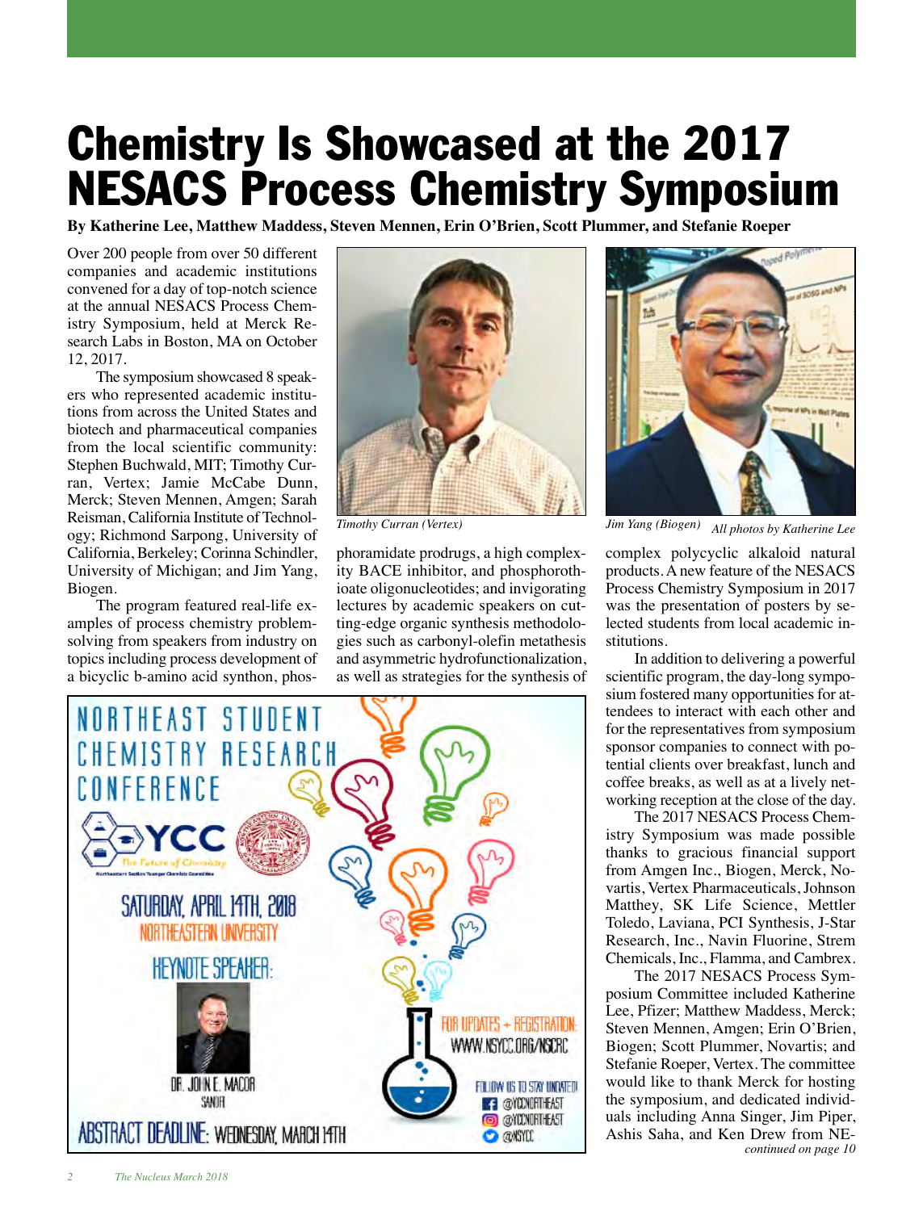# Chemistry Is Showcased at the 2017 NESACS Process Chemistry Symposium

**By Katherine Lee, Matthew Maddess, Steven Mennen, Erin O'Brien, Scott Plummer, and Stefanie Roeper**

Over 200 people from over 50 different companies and academic institutions convened for a day of top-notch science at the annual NESACS Process Chemistry Symposium, held at Merck Research Labs in Boston, MA on October 12, 2017.

The symposium showcased 8 speakers who represented academic institutions from across the United States and biotech and pharmaceutical companies from the local scientific community: Stephen Buchwald, MIT; Timothy Curran, Vertex; Jamie McCabe Dunn, Merck; Steven Mennen, Amgen; Sarah Reisman, California Institute of Technology; Richmond Sarpong, University of California, Berkeley; Corinna Schindler, University of Michigan; and Jim Yang, Biogen.

The program featured real-life examples of process chemistry problem-solving from speakers from industry on topics including process development of a bicyclic b-amino acid synthon, phosphoramidate prodrugs, a high complexity BACE inhibitor, and phosphorothioate oligonucleotides; and invigorating lectures by academic speakers on cutting-edge organic synthesis methodologies such as carbonyl-olefin metathesis and asymmetric hydrofunctionalization, as well as strategies for the synthesis of complex polycyclic alkaloid natural products. A new feature of the NESACS Process Chemistry Symposium in 2017 was the presentation of posters by selected students from local academic institutions.

*Timothy Curran (Vertex)*

*Jim Yang (Biogen)* *All photos by Katherine Lee*

In addition to delivering a powerful scientific program, the day-long symposium fostered many opportunities for attendees to interact with each other and for the representatives from symposium sponsor companies to connect with potential clients over breakfast, lunch and coffee breaks, as well as at a lively networking reception at the close of the day.

The 2017 NESACS Process Chemistry Symposium was made possible thanks to gracious financial support from Amgen Inc., Biogen, Merck, Novartis, Vertex Pharmaceuticals, Johnson Matthey, SK Life Science, Mettler Toledo, Laviana, PCI Synthesis, J-Star Research, Inc., Navin Fluorine, Strem Chemicals, Inc., Flamma, and Cambrex.

The 2017 NESACS Process Symposium Committee included Katherine Lee, Pfizer; Matthew Maddess, Merck; Steven Mennen, Amgen; Erin O'Brien, Biogen; Scott Plummer, Novartis; and Stefanie Roeper, Vertex. The committee would like to thank Merck for hosting the symposium, and dedicated individuals including Anna Singer, Jim Piper, Ashis Saha, and Ken Drew from NE-

*continued on page 10*

NORTHEAST STUDENT CHEMISTRY RESEARCH CONFERENCE

YCC *The Future of Chemistry* — Northeastern Section Younger Chemists Committee

SATURDAY, APRIL 14TH, 2018

NORTHEASTERN UNIVERSITY

KEYNOTE SPEAKER:

DR. JOHN E. MACOR

SANOFI

FOR UPDATES + REGISTRATION: WWW.NSYCC.ORG/NSCRC

FOLLOW US TO STAY UPDATED!

@YCCNORTHEAST

@YCCNORTHEAST

@NSYCC

ABSTRACT DEADLINE: WEDNESDAY, MARCH 14TH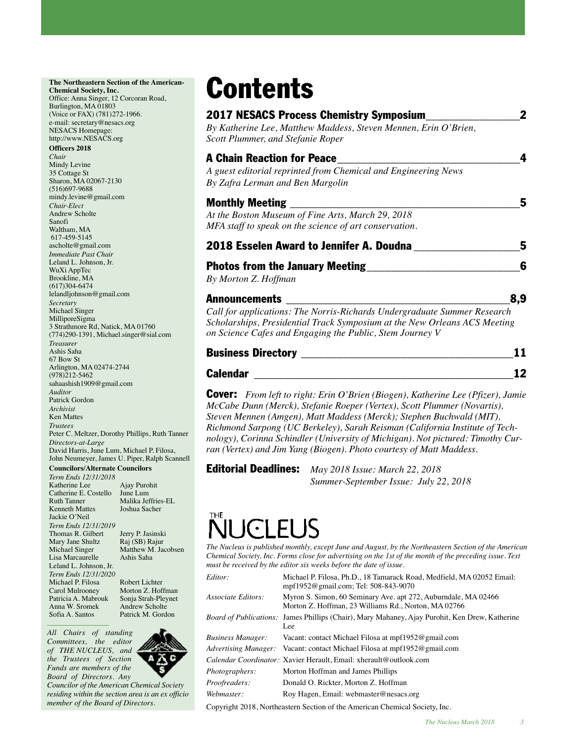**The Northeastern Section of the American Chemical Society, Inc.**
Office: Anna Singer, 12 Corcoran Road, Burlington, MA 01803
(Voice or FAX) (781)272-1966.
e-mail: secretary@nesacs.org
NESACS Homepage:
http://www.NESACS.org

**Officers 2018**

*Chair*
Mindy Levine
35 Cottage St
Sharon, MA 02067-2130
(516)697-9688
mindy.levine@gmail.com

*Chair-Elect*
Andrew Scholte
Sanofi
Waltham, MA
617-459-5145
ascholte@gmail.com

*Immediate Past Chair*
Leland L. Johnson, Jr.
WuXi AppTec
Brookline, MA
(617)304-6474
lelandljohnson@gmail.com

*Secretary*
Michael Singer
MilliporeSigma
3 Strathmore Rd, Natick, MA 01760
(774)290-1391, Michael.singer@sial.com

*Treasurer*
Ashis Saha
67 Bow St
Arlington, MA 02474-2744
(978)212-5462
sahaashish1909@gmail.com

*Auditor*
Patrick Gordon

*Archivist*
Ken Mattes

*Trustees*
Peter C. Meltzer, Dorothy Phillips, Ruth Tanner

*Directors-at-Large*
David Harris, June Lum, Michael P. Filosa, John Neumeyer, James U. Piper, Ralph Scannell

**Councilors/Alternate Councilors**

*Term Ends 12/31/2018*

| | |
|---|---|
| Katherine Lee | Ajay Purohit |
| Catherine E. Costello | June Lum |
| Ruth Tanner | Malika Jeffries-EL |
| Kenneth Mattes | Joshua Sacher |
| Jackie O'Neil | |

*Term Ends 12/31/2019*

| | |
|---|---|
| Thomas R. Gilbert | Jerry P. Jasinski |
| Mary Jane Shultz | Raj (SB) Rajur |
| Michael Singer | Matthew M. Jacobsen |
| Lisa Marcaurelle | Ashis Saha |
| Leland L. Johnson, Jr. | |

*Term Ends 12/31/2020*

| | |
|---|---|
| Michael P. Filosa | Robert Lichter |
| Carol Mulrooney | Morton Z. Hoffman |
| Patricia A. Mabrouk | Sonja Strah-Pleynet |
| Anna W. Sromek | Andrew Scholte |
| Sofia A. Santos | Patrick M. Gordon |

*All Chairs of standing Committees, the editor of THE NUCLEUS, and the Trustees of Section Funds are members of the Board of Directors. Any Councilor of the American Chemical Society residing within the section area is an ex officio member of the Board of Directors.*

# Contents

## 2017 NESACS Process Chemistry Symposium — 2
*By Katherine Lee, Matthew Maddess, Steven Mennen, Erin O'Brien, Scott Plummer, and Stefanie Roper*

## A Chain Reaction for Peace — 4
*A guest editorial reprinted from Chemical and Engineering News*
*By Zafra Lerman and Ben Margolin*

## Monthly Meeting — 5
*At the Boston Museum of Fine Arts, March 29, 2018*
*MFA staff to speak on the science of art conservation.*

## 2018 Esselen Award to Jennifer A. Doudna — 5

## Photos from the January Meeting — 6
*By Morton Z. Hoffman*

## Announcements — 8,9
*Call for applications: The Norris-Richards Undergraduate Summer Research Scholarships, Presidential Track Symposium at the New Orleans ACS Meeting on Science Cafes and Engaging the Public, Stem Journey V*

## Business Directory — 11

## Calendar — 12

**Cover:** *From left to right: Erin O'Brien (Biogen), Katherine Lee (Pfizer), Jamie McCabe Dunn (Merck), Stefanie Roeper (Vertex), Scott Plummer (Novartis), Steven Mennen (Amgen), Matt Maddess (Merck); Stephen Buchwald (MIT), Richmond Sarpong (UC Berkeley), Sarah Reisman (California Institute of Technology), Corinna Schindler (University of Michigan). Not pictured: Timothy Curran (Vertex) and Jim Yang (Biogen). Photo courtesy of Matt Maddess.*

**Editorial Deadlines:** *May 2018 Issue: March 22, 2018*
*Summer-September Issue: July 22, 2018*

# THE NUCLEUS

*The Nucleus is published monthly, except June and August, by the Northeastern Section of the American Chemical Society, Inc. Forms close for advertising on the 1st of the month of the preceding issue. Text must be received by the editor six weeks before the date of issue.*

| | |
|---|---|
| *Editor:* | Michael P. Filosa, Ph.D., 18 Tamarack Road, Medfield, MA 02052 Email: mpf1952@gmail.com; Tel: 508-843-9070 |
| *Associate Editors:* | Myron S. Simon, 60 Seminary Ave. apt 272, Auburndale, MA 02466<br>Morton Z. Hoffman, 23 Williams Rd., Norton, MA 02766 |
| *Board of Publications:* | James Phillips (Chair), Mary Mahaney, Ajay Purohit, Ken Drew, Katherine Lee |
| *Business Manager:* | Vacant: contact Michael Filosa at mpf1952@gmail.com |
| *Advertising Manager:* | Vacant: contact Michael Filosa at mpf1952@gmail.com |
| *Calendar Coordinator:* | Xavier Herault, Email: xherault@outlook.com |
| *Photographers:* | Morton Hoffman and James Phillips |
| *Proofreaders:* | Donald O. Rickter, Morton Z. Hoffman |
| *Webmaster:* | Roy Hagen, Email: webmaster@nesacs.org |

Copyright 2018, Northeastern Section of the American Chemical Society, Inc.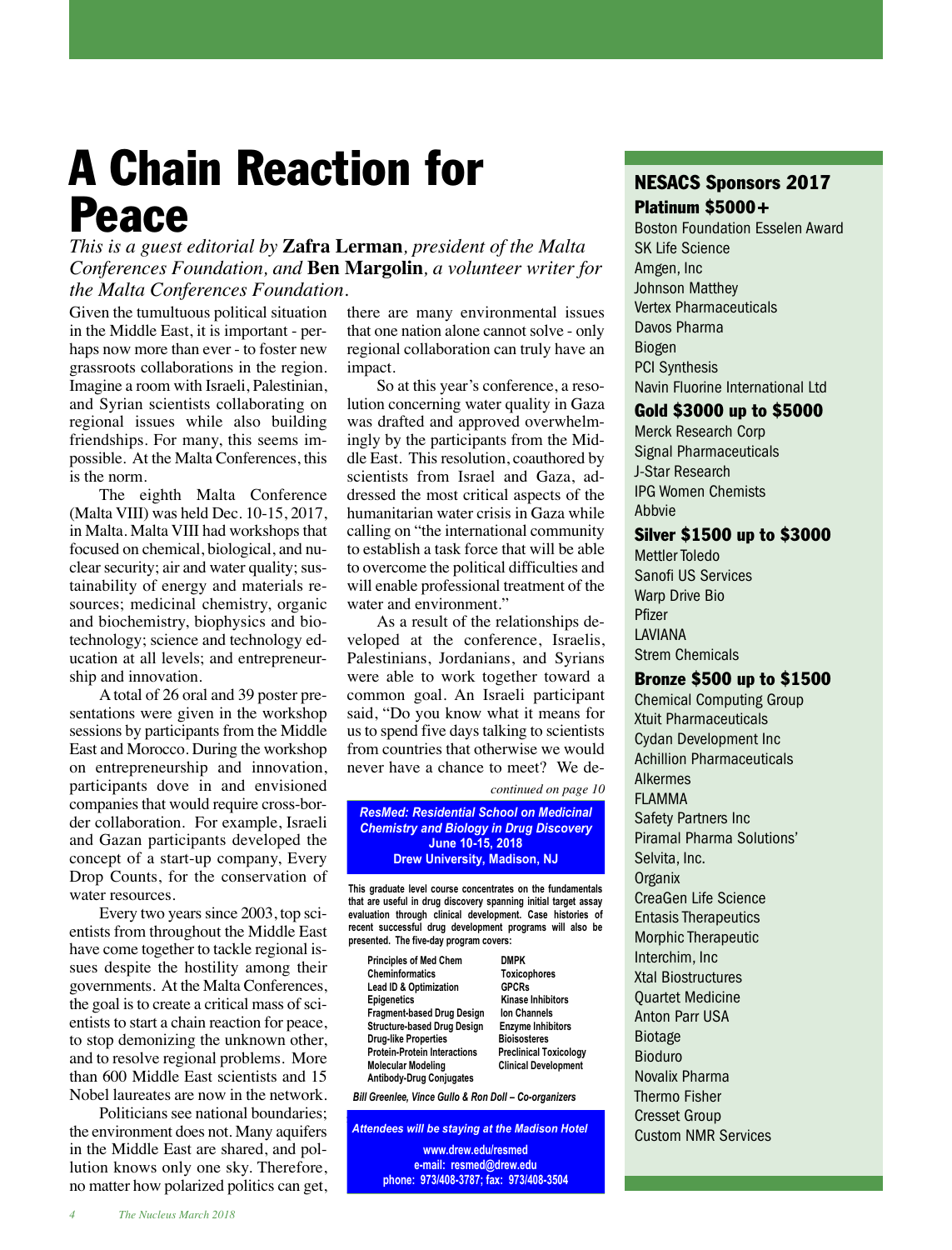# A Chain Reaction for Peace

*This is a guest editorial by* **Zafra Lerman***, president of the Malta Conferences Foundation, and* **Ben Margolin***, a volunteer writer for the Malta Conferences Foundation.*

Given the tumultuous political situation in the Middle East, it is important - perhaps now more than ever - to foster new grassroots collaborations in the region. Imagine a room with Israeli, Palestinian, and Syrian scientists collaborating on regional issues while also building friendships. For many, this seems impossible. At the Malta Conferences, this is the norm.

The eighth Malta Conference (Malta VIII) was held Dec. 10-15, 2017, in Malta. Malta VIII had workshops that focused on chemical, biological, and nuclear security; air and water quality; sustainability of energy and materials resources; medicinal chemistry, organic and biochemistry, biophysics and biotechnology; science and technology education at all levels; and entrepreneurship and innovation.

A total of 26 oral and 39 poster presentations were given in the workshop sessions by participants from the Middle East and Morocco. During the workshop on entrepreneurship and innovation, participants dove in and envisioned companies that would require cross-border collaboration. For example, Israeli and Gazan participants developed the concept of a start-up company, Every Drop Counts, for the conservation of water resources.

Every two years since 2003, top scientists from throughout the Middle East have come together to tackle regional issues despite the hostility among their governments. At the Malta Conferences, the goal is to create a critical mass of scientists to start a chain reaction for peace, to stop demonizing the unknown other, and to resolve regional problems. More than 600 Middle East scientists and 15 Nobel laureates are now in the network.

Politicians see national boundaries; the environment does not. Many aquifers in the Middle East are shared, and pollution knows only one sky. Therefore, no matter how polarized politics can get, there are many environmental issues that one nation alone cannot solve - only regional collaboration can truly have an impact.

So at this year's conference, a resolution concerning water quality in Gaza was drafted and approved overwhelmingly by the participants from the Middle East. This resolution, coauthored by scientists from Israel and Gaza, addressed the most critical aspects of the humanitarian water crisis in Gaza while calling on "the international community to establish a task force that will be able to overcome the political difficulties and will enable professional treatment of the water and environment."

As a result of the relationships developed at the conference, Israelis, Palestinians, Jordanians, and Syrians were able to work together toward a common goal. An Israeli participant said, "Do you know what it means for us to spend five days talking to scientists from countries that otherwise we would never have a chance to meet? We de-

*continued on page 10*

---

***ResMed: Residential School on Medicinal Chemistry and Biology in Drug Discovery***
**June 10-15, 2018**
**Drew University, Madison, NJ**

**This graduate level course concentrates on the fundamentals that are useful in drug discovery spanning initial target assay evaluation through clinical development. Case histories of recent successful drug development programs will also be presented. The five-day program covers:**

| | |
|---|---|
| Principles of Med Chem | DMPK |
| Cheminformatics | Toxicophores |
| Lead ID & Optimization | GPCRs |
| Epigenetics | Kinase Inhibitors |
| Fragment-based Drug Design | Ion Channels |
| Structure-based Drug Design | Enzyme Inhibitors |
| Drug-like Properties | Bioisosteres |
| Protein-Protein Interactions | Preclinical Toxicology |
| Molecular Modeling | Clinical Development |
| Antibody-Drug Conjugates | |

***Bill Greenlee, Vince Gullo & Ron Doll – Co-organizers***

***Attendees will be staying at the Madison Hotel***

**www.drew.edu/resmed**
**e-mail: resmed@drew.edu**
**phone: 973/408-3787; fax: 973/408-3504**

---

## NESACS Sponsors 2017

### Platinum $5000+

Boston Foundation Esselen Award
SK Life Science
Amgen, Inc
Johnson Matthey
Vertex Pharmaceuticals
Davos Pharma
Biogen
PCI Synthesis
Navin Fluorine International Ltd

### Gold $3000 up to $5000

Merck Research Corp
Signal Pharmaceuticals
J-Star Research
IPG Women Chemists
Abbvie

### Silver $1500 up to $3000

Mettler Toledo
Sanofi US Services
Warp Drive Bio
Pfizer
LAVIANA
Strem Chemicals

### Bronze $500 up to $1500

Chemical Computing Group
Xtuit Pharmaceuticals
Cydan Development Inc
Achillion Pharmaceuticals
Alkermes
FLAMMA
Safety Partners Inc
Piramal Pharma Solutions'
Selvita, Inc.
Organix
CreaGen Life Science
Entasis Therapeutics
Morphic Therapeutic
Interchim, Inc
Xtal Biostructures
Quartet Medicine
Anton Parr USA
Biotage
Bioduro
Novalix Pharma
Thermo Fisher
Cresset Group
Custom NMR Services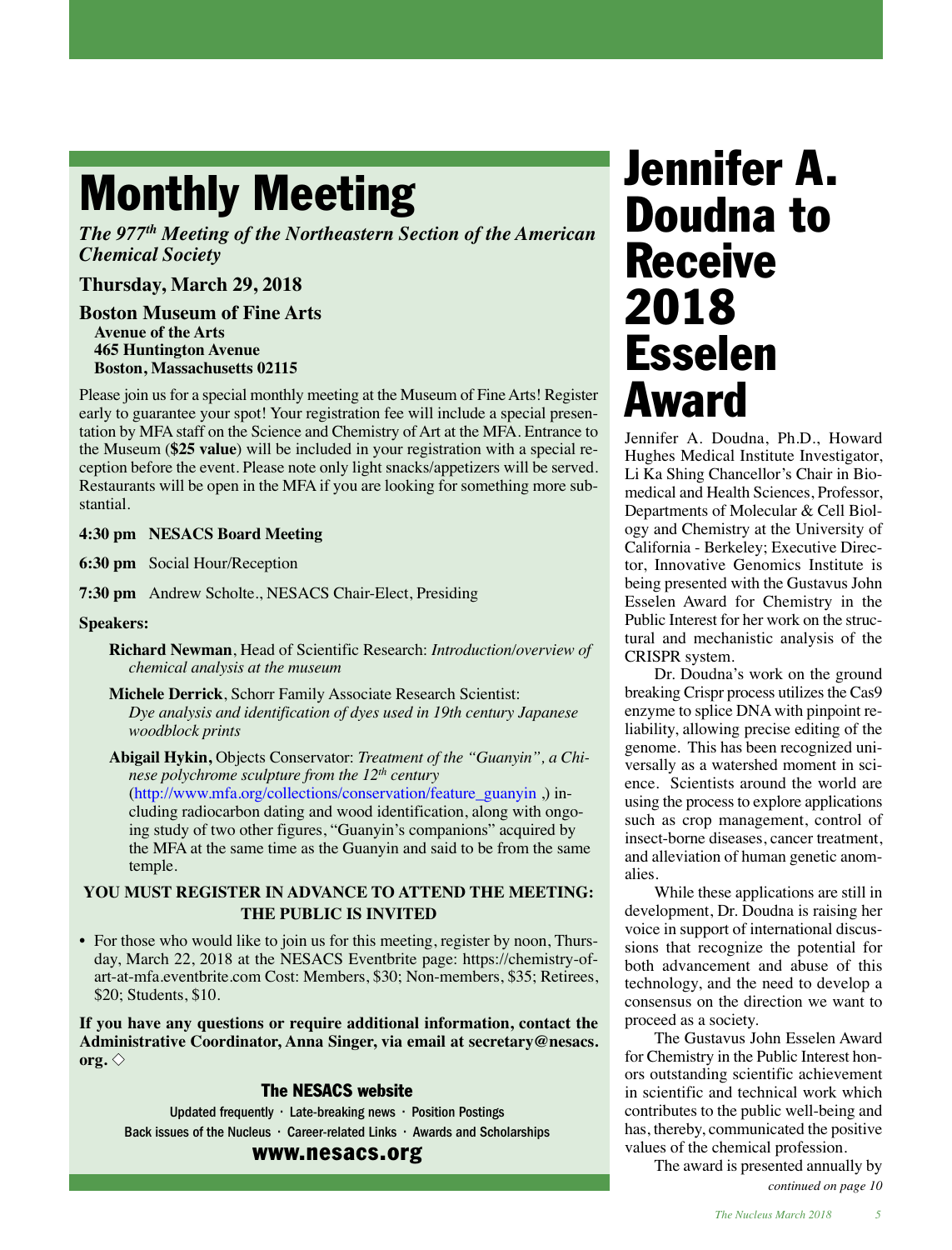# Monthly Meeting

***The 977th Meeting of the Northeastern Section of the American Chemical Society***

**Thursday, March 29, 2018**

**Boston Museum of Fine Arts**
**Avenue of the Arts**
**465 Huntington Avenue**
**Boston, Massachusetts 02115**

Please join us for a special monthly meeting at the Museum of Fine Arts! Register early to guarantee your spot! Your registration fee will include a special presentation by MFA staff on the Science and Chemistry of Art at the MFA. Entrance to the Museum (**$25 value**) will be included in your registration with a special reception before the event. Please note only light snacks/appetizers will be served. Restaurants will be open in the MFA if you are looking for something more substantial.

**4:30 pm** **NESACS Board Meeting**

**6:30 pm** Social Hour/Reception

**7:30 pm** Andrew Scholte., NESACS Chair-Elect, Presiding

**Speakers:**

**Richard Newman**, Head of Scientific Research: *Introduction/overview of chemical analysis at the museum*

**Michele Derrick**, Schorr Family Associate Research Scientist: *Dye analysis and identification of dyes used in 19th century Japanese woodblock prints*

**Abigail Hykin,** Objects Conservator: *Treatment of the "Guanyin", a Chinese polychrome sculpture from the 12th century* (http://www.mfa.org/collections/conservation/feature_guanyin ,) including radiocarbon dating and wood identification, along with ongoing study of two other figures, "Guanyin's companions" acquired by the MFA at the same time as the Guanyin and said to be from the same temple.

**YOU MUST REGISTER IN ADVANCE TO ATTEND THE MEETING: THE PUBLIC IS INVITED**

- For those who would like to join us for this meeting, register by noon, Thursday, March 22, 2018 at the NESACS Eventbrite page: https://chemistry-of-art-at-mfa.eventbrite.com Cost: Members, $30; Non-members, $35; Retirees, $20; Students, $10.

**If you have any questions or require additional information, contact the Administrative Coordinator, Anna Singer, via email at secretary@nesacs.org.** ◇

**The NESACS website**

Updated frequently · Late-breaking news · Position Postings
Back issues of the Nucleus · Career-related Links · Awards and Scholarships

**www.nesacs.org**

# Jennifer A. Doudna to Receive 2018 Esselen Award

Jennifer A. Doudna, Ph.D., Howard Hughes Medical Institute Investigator, Li Ka Shing Chancellor's Chair in Biomedical and Health Sciences, Professor, Departments of Molecular & Cell Biology and Chemistry at the University of California - Berkeley; Executive Director, Innovative Genomics Institute is being presented with the Gustavus John Esselen Award for Chemistry in the Public Interest for her work on the structural and mechanistic analysis of the CRISPR system.

Dr. Doudna's work on the ground breaking Crispr process utilizes the Cas9 enzyme to splice DNA with pinpoint reliability, allowing precise editing of the genome. This has been recognized universally as a watershed moment in science. Scientists around the world are using the process to explore applications such as crop management, control of insect-borne diseases, cancer treatment, and alleviation of human genetic anomalies.

While these applications are still in development, Dr. Doudna is raising her voice in support of international discussions that recognize the potential for both advancement and abuse of this technology, and the need to develop a consensus on the direction we want to proceed as a society.

The Gustavus John Esselen Award for Chemistry in the Public Interest honors outstanding scientific achievement in scientific and technical work which contributes to the public well-being and has, thereby, communicated the positive values of the chemical profession.

The award is presented annually by

*continued on page 10*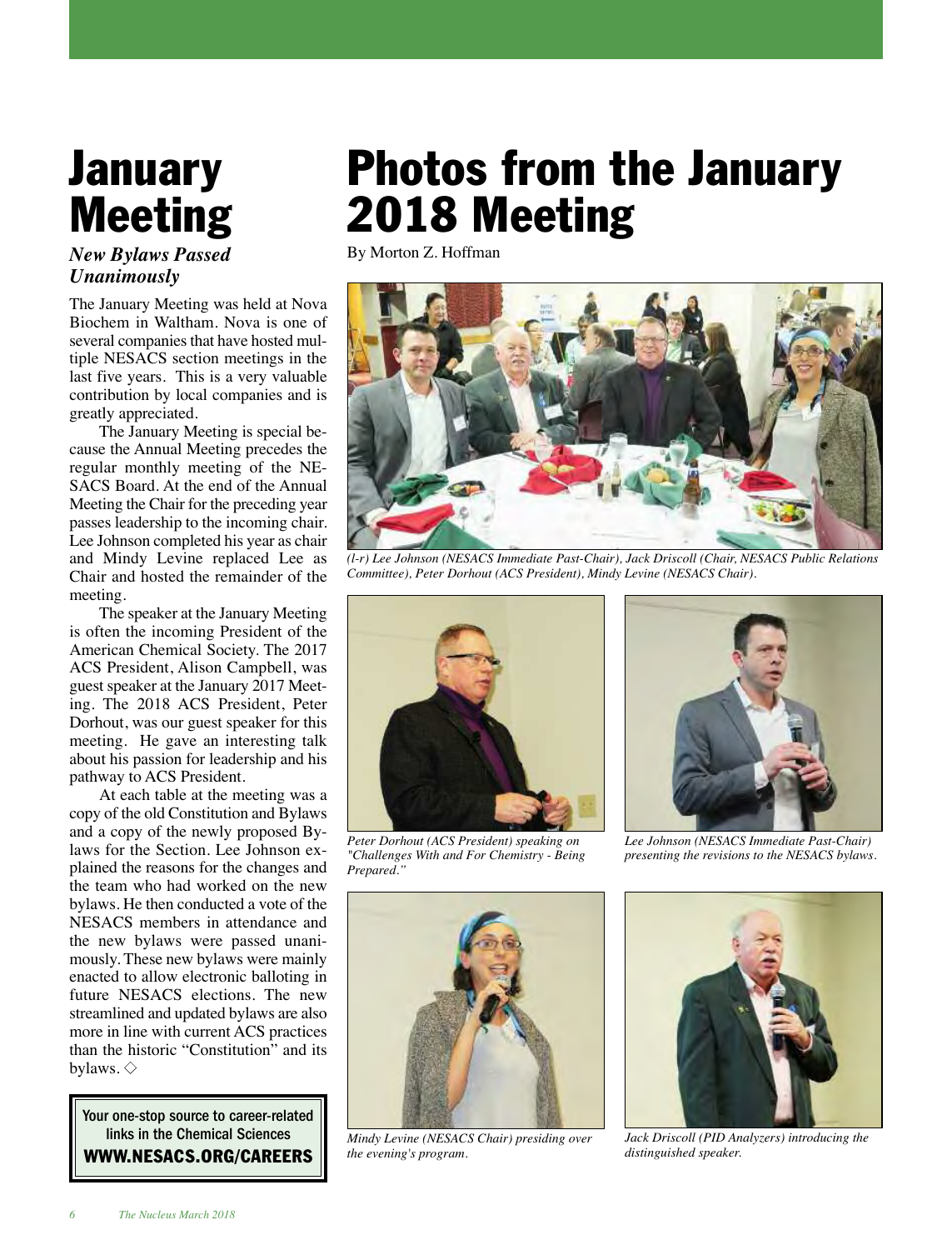# January Meeting

***New Bylaws Passed Unanimously***

The January Meeting was held at Nova Biochem in Waltham. Nova is one of several companies that have hosted multiple NESACS section meetings in the last five years. This is a very valuable contribution by local companies and is greatly appreciated.

The January Meeting is special because the Annual Meeting precedes the regular monthly meeting of the NESACS Board. At the end of the Annual Meeting the Chair for the preceding year passes leadership to the incoming chair. Lee Johnson completed his year as chair and Mindy Levine replaced Lee as Chair and hosted the remainder of the meeting.

The speaker at the January Meeting is often the incoming President of the American Chemical Society. The 2017 ACS President, Alison Campbell, was guest speaker at the January 2017 Meeting. The 2018 ACS President, Peter Dorhout, was our guest speaker for this meeting. He gave an interesting talk about his passion for leadership and his pathway to ACS President.

At each table at the meeting was a copy of the old Constitution and Bylaws and a copy of the newly proposed Bylaws for the Section. Lee Johnson explained the reasons for the changes and the team who had worked on the new bylaws. He then conducted a vote of the NESACS members in attendance and the new bylaws were passed unanimously. These new bylaws were mainly enacted to allow electronic balloting in future NESACS elections. The new streamlined and updated bylaws are also more in line with current ACS practices than the historic "Constitution" and its bylaws. ◇

Your one-stop source to career-related links in the Chemical Sciences
**WWW.NESACS.ORG/CAREERS**

# Photos from the January 2018 Meeting

By Morton Z. Hoffman

*(l-r) Lee Johnson (NESACS Immediate Past-Chair), Jack Driscoll (Chair, NESACS Public Relations Committee), Peter Dorhout (ACS President), Mindy Levine (NESACS Chair).*

*Peter Dorhout (ACS President) speaking on "Challenges With and For Chemistry - Being Prepared."*

*Lee Johnson (NESACS Immediate Past-Chair) presenting the revisions to the NESACS bylaws.*

*Mindy Levine (NESACS Chair) presiding over the evening's program.*

*Jack Driscoll (PID Analyzers) introducing the distinguished speaker.*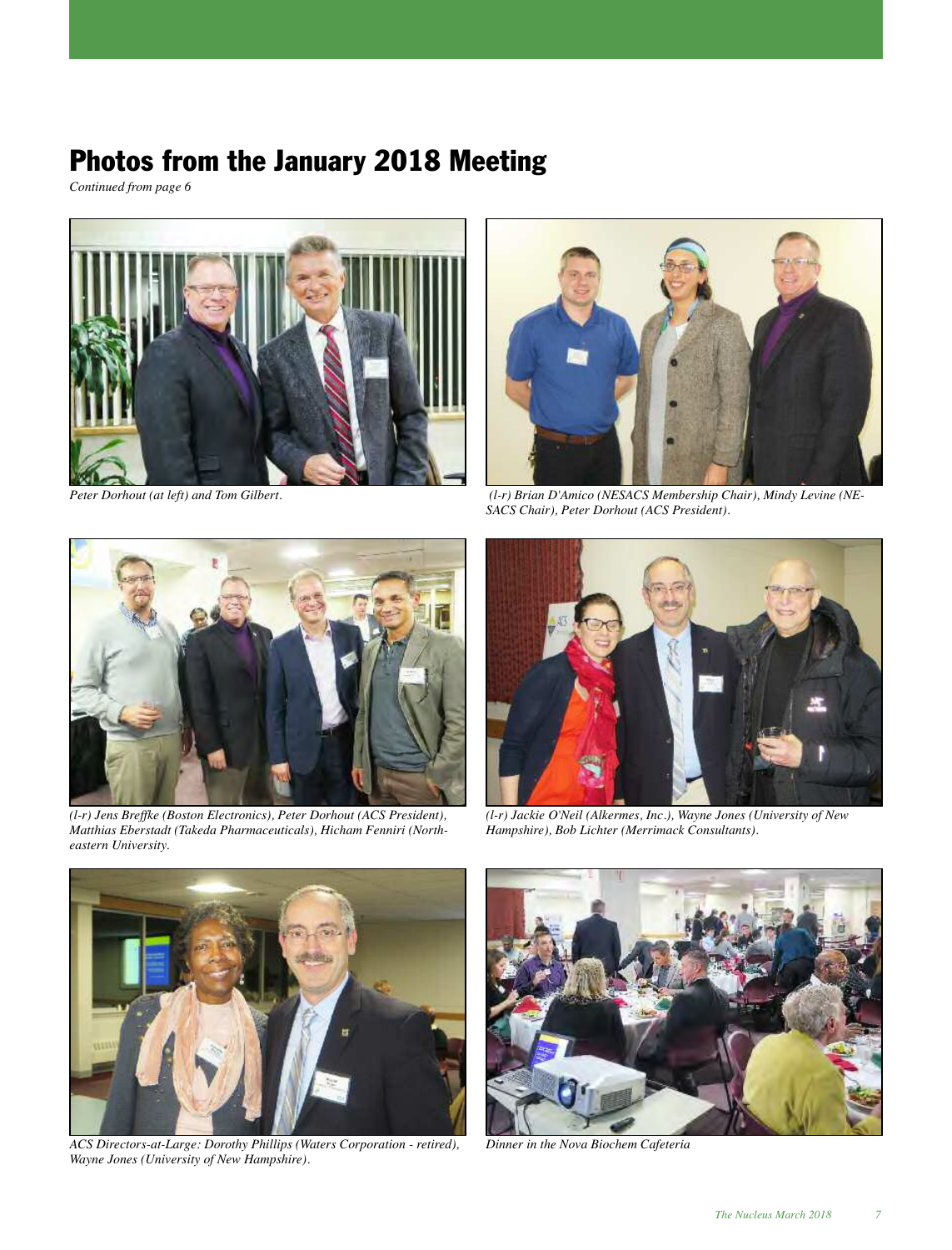# Photos from the January 2018 Meeting

*Continued from page 6*

*Peter Dorhout (at left) and Tom Gilbert.*

*(l-r) Brian D'Amico (NESACS Membership Chair), Mindy Levine (NESACS Chair), Peter Dorhout (ACS President).*

*(l-r) Jens Breffke (Boston Electronics), Peter Dorhout (ACS President), Matthias Eberstadt (Takeda Pharmaceuticals), Hicham Fenniri (Northeastern University.*

*(l-r) Jackie O'Neil (Alkermes, Inc.), Wayne Jones (University of New Hampshire), Bob Lichter (Merrimack Consultants).*

*ACS Directors-at-Large: Dorothy Phillips (Waters Corporation - retired), Wayne Jones (University of New Hampshire).*

*Dinner in the Nova Biochem Cafeteria*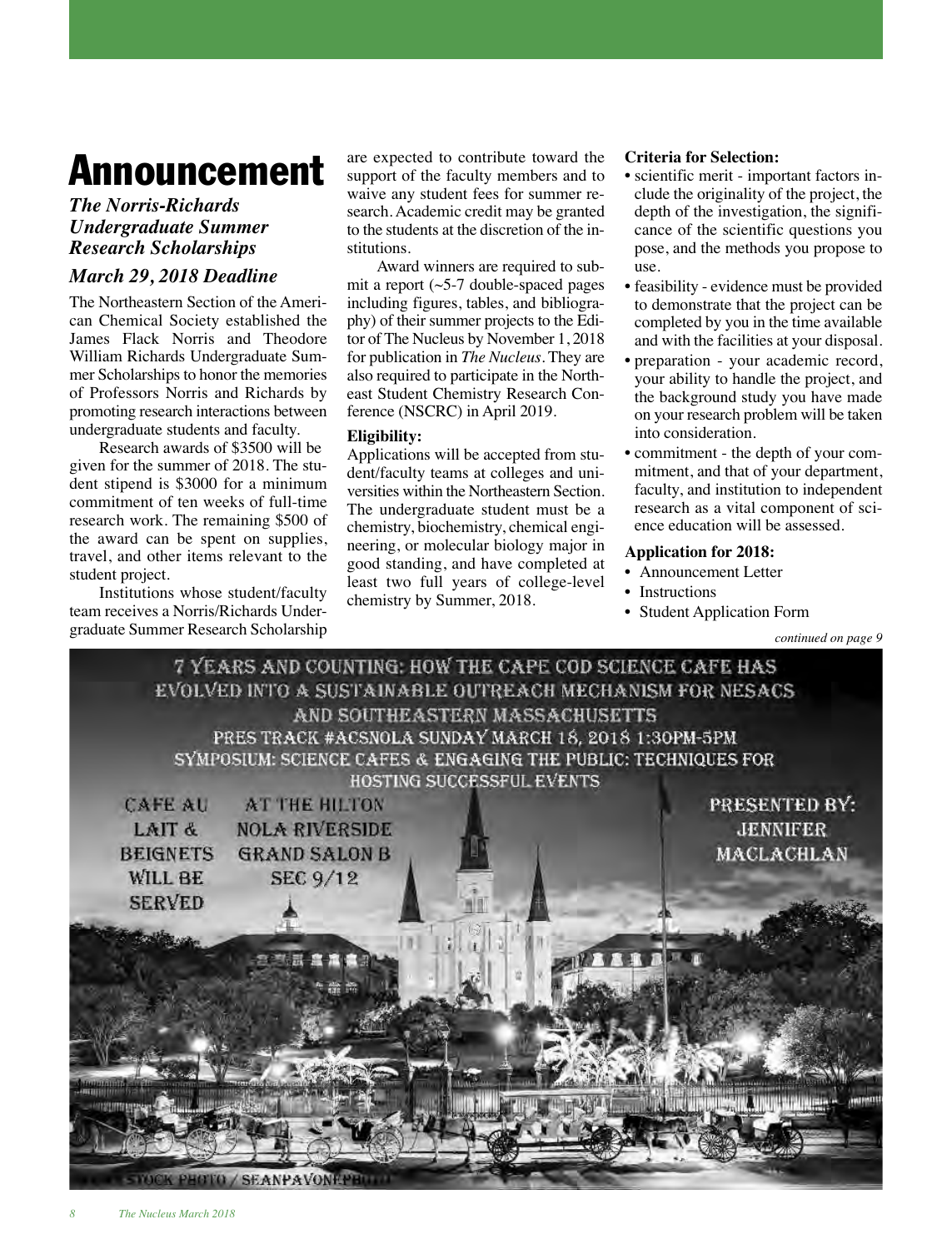# Announcement

## *The Norris-Richards Undergraduate Summer Research Scholarships*

### *March 29, 2018 Deadline*

The Northeastern Section of the American Chemical Society established the James Flack Norris and Theodore William Richards Undergraduate Summer Scholarships to honor the memories of Professors Norris and Richards by promoting research interactions between undergraduate students and faculty.

Research awards of $3500 will be given for the summer of 2018. The student stipend is $3000 for a minimum commitment of ten weeks of full-time research work. The remaining $500 of the award can be spent on supplies, travel, and other items relevant to the student project.

Institutions whose student/faculty team receives a Norris/Richards Undergraduate Summer Research Scholarship are expected to contribute toward the support of the faculty members and to waive any student fees for summer research. Academic credit may be granted to the students at the discretion of the institutions.

Award winners are required to submit a report (~5-7 double-spaced pages including figures, tables, and bibliography) of their summer projects to the Editor of The Nucleus by November 1, 2018 for publication in *The Nucleus*. They are also required to participate in the Northeast Student Chemistry Research Conference (NSCRC) in April 2019.

**Eligibility:**

Applications will be accepted from student/faculty teams at colleges and universities within the Northeastern Section. The undergraduate student must be a chemistry, biochemistry, chemical engineering, or molecular biology major in good standing, and have completed at least two full years of college-level chemistry by Summer, 2018.

**Criteria for Selection:**

- scientific merit - important factors include the originality of the project, the depth of the investigation, the significance of the scientific questions you pose, and the methods you propose to use.
- feasibility - evidence must be provided to demonstrate that the project can be completed by you in the time available and with the facilities at your disposal.
- preparation - your academic record, your ability to handle the project, and the background study you have made on your research problem will be taken into consideration.
- commitment - the depth of your commitment, and that of your department, faculty, and institution to independent research as a vital component of science education will be assessed.

**Application for 2018:**

- Announcement Letter
- Instructions
- Student Application Form

*continued on page 9*

7 YEARS AND COUNTING: HOW THE CAPE COD SCIENCE CAFE HAS EVOLVED INTO A SUSTAINABLE OUTREACH MECHANISM FOR NESACS AND SOUTHEASTERN MASSACHUSETTS

PRES TRACK #ACSNOLA SUNDAY MARCH 18, 2018 1:30PM-5PM

SYMPOSIUM: SCIENCE CAFES & ENGAGING THE PUBLIC: TECHNIQUES FOR HOSTING SUCCESSFUL EVENTS

CAFE AU LAIT & BEIGNETS WILL BE SERVED

AT THE HILTON NOLA RIVERSIDE GRAND SALON B SEC 9/12

PRESENTED BY: JENNIFER MACLACHLAN

STOCK PHOTO / SEANPAVONEPHOTO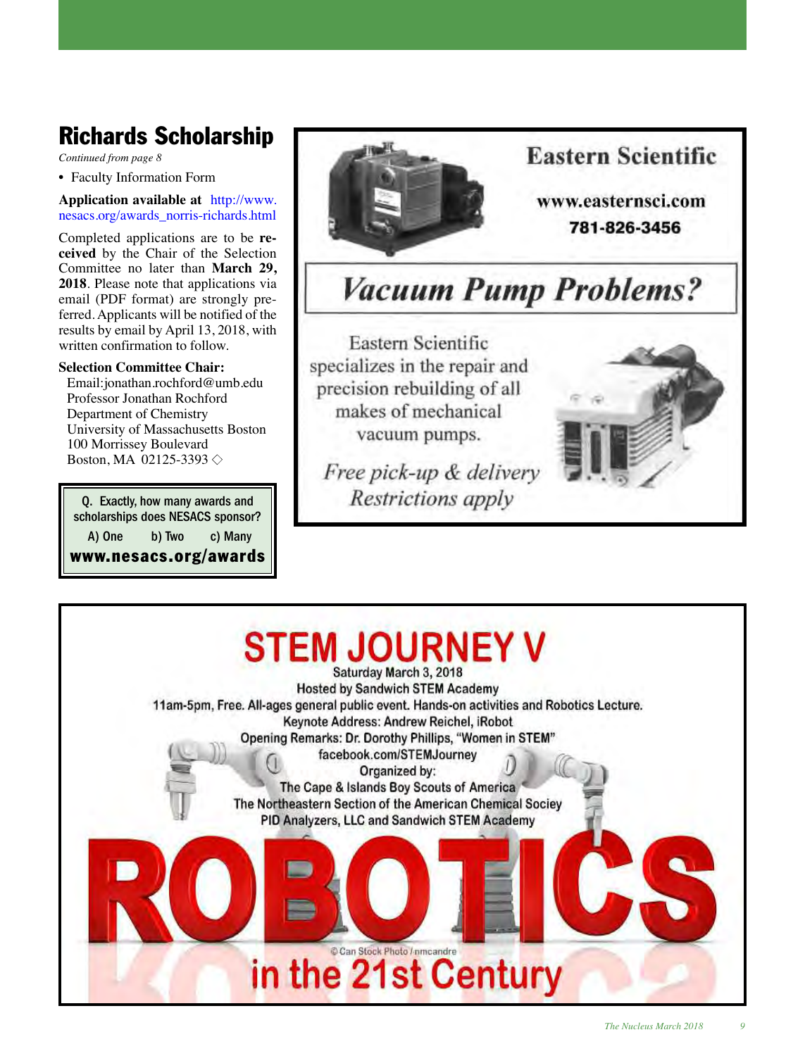## Richards Scholarship

*Continued from page 8*

- Faculty Information Form

**Application available at** http://www.nesacs.org/awards_norris-richards.html

Completed applications are to be **received** by the Chair of the Selection Committee no later than **March 29, 2018**. Please note that applications via email (PDF format) are strongly preferred. Applicants will be notified of the results by email by April 13, 2018, with written confirmation to follow.

**Selection Committee Chair:**
Email:jonathan.rochford@umb.edu
Professor Jonathan Rochford
Department of Chemistry
University of Massachusetts Boston
100 Morrissey Boulevard
Boston, MA 02125-3393 ◇

Q. Exactly, how many awards and scholarships does NESACS sponsor?

A) One b) Two c) Many

**www.nesacs.org/awards**

---

**Eastern Scientific**

www.easternsci.com

781-826-3456

***Vacuum Pump Problems?***

Eastern Scientific specializes in the repair and precision rebuilding of all makes of mechanical vacuum pumps.

*Free pick-up & delivery*
*Restrictions apply*

---

# STEM JOURNEY V

Saturday March 3, 2018
Hosted by Sandwich STEM Academy
11am-5pm, Free. All-ages general public event. Hands-on activities and Robotics Lecture.
Keynote Address: Andrew Reichel, iRobot
Opening Remarks: Dr. Dorothy Phillips, "Women in STEM"
facebook.com/STEMJourney
Organized by:
The Cape & Islands Boy Scouts of America
The Northeastern Section of the American Chemical Sociey
PID Analyzers, LLC and Sandwich STEM Academy

**ROBOTICS**

© Can Stock Photo / nmcandre

**in the 21st Century**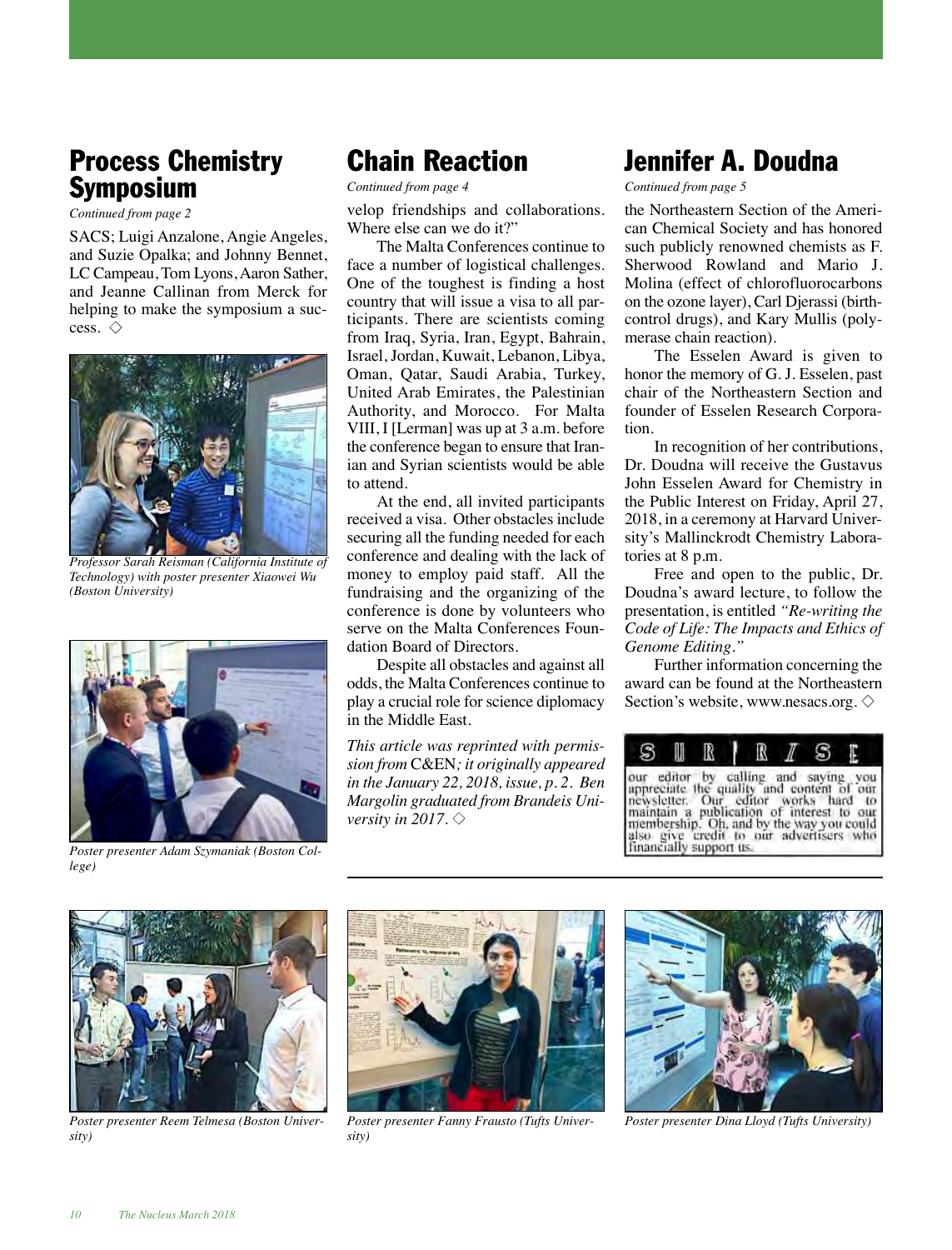## Process Chemistry Symposium

*Continued from page 2*

SACS; Luigi Anzalone, Angie Angeles, and Suzie Opalka; and Johnny Bennet, LC Campeau, Tom Lyons, Aaron Sather, and Jeanne Callinan from Merck for helping to make the symposium a success. ◇

*Professor Sarah Reisman (California Institute of Technology) with poster presenter Xiaowei Wu (Boston University)*

*Poster presenter Adam Szymaniak (Boston College)*

## Chain Reaction

*Continued from page 4*

velop friendships and collaborations. Where else can we do it?"

The Malta Conferences continue to face a number of logistical challenges. One of the toughest is finding a host country that will issue a visa to all participants. There are scientists coming from Iraq, Syria, Iran, Egypt, Bahrain, Israel, Jordan, Kuwait, Lebanon, Libya, Oman, Qatar, Saudi Arabia, Turkey, United Arab Emirates, the Palestinian Authority, and Morocco. For Malta VIII, I [Lerman] was up at 3 a.m. before the conference began to ensure that Iranian and Syrian scientists would be able to attend.

At the end, all invited participants received a visa. Other obstacles include securing all the funding needed for each conference and dealing with the lack of money to employ paid staff. All the fundraising and the organizing of the conference is done by volunteers who serve on the Malta Conferences Foundation Board of Directors.

Despite all obstacles and against all odds, the Malta Conferences continue to play a crucial role for science diplomacy in the Middle East.

*This article was reprinted with permission from* C&EN*; it originally appeared in the January 22, 2018, issue, p. 2. Ben Margolin graduated from Brandeis University in 2017.* ◇

## Jennifer A. Doudna

*Continued from page 5*

the Northeastern Section of the American Chemical Society and has honored such publicly renowned chemists as F. Sherwood Rowland and Mario J. Molina (effect of chlorofluorocarbons on the ozone layer), Carl Djerassi (birth-control drugs), and Kary Mullis (polymerase chain reaction).

The Esselen Award is given to honor the memory of G. J. Esselen, past chair of the Northeastern Section and founder of Esselen Research Corporation.

In recognition of her contributions, Dr. Doudna will receive the Gustavus John Esselen Award for Chemistry in the Public Interest on Friday, April 27, 2018, in a ceremony at Harvard University's Mallinckrodt Chemistry Laboratories at 8 p.m.

Free and open to the public, Dr. Doudna's award lecture, to follow the presentation, is entitled *"Re-writing the Code of Life: The Impacts and Ethics of Genome Editing."*

Further information concerning the award can be found at the Northeastern Section's website, www.nesacs.org. ◇

**SURPRISE** our editor by calling and saying you appreciate the quality and content of our newsletter. Our editor works hard to maintain a publication of interest to our membership. Oh, and by the way you could also give credit to our advertisers who financially support us.

*Poster presenter Reem Telmesa (Boston University)*

*Poster presenter Fanny Frausto (Tufts University)*

*Poster presenter Dina Lloyd (Tufts University)*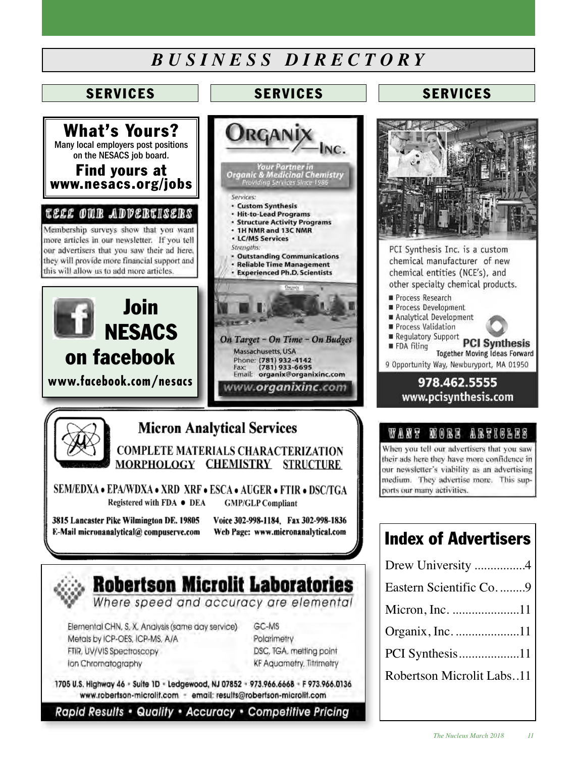# BUSINESS DIRECTORY

## SERVICES

**What's Yours?**

Many local employers post positions on the NESACS job board.

**Find yours at www.nesacs.org/jobs**

### TELL OUR ADVERTISERS

Membership surveys show that you want more articles in our newsletter. If you tell our advertisers that you saw their ad here, they will provide more financial support and this will allow us to add more articles.

**Join NESACS on facebook**

**www.facebook.com/nesacs**

## SERVICES

**ORGANIX INC.**

*Your Partner in Organic & Medicinal Chemistry*
*Providing Services Since 1986*

*Services:*
- Custom Synthesis
- Hit-to-Lead Programs
- Structure Activity Programs
- 1H NMR and 13C NMR
- LC/MS Services

*Strengths:*
- Outstanding Communications
- Reliable Time Management
- Experienced Ph.D. Scientists

*On Target – On Time – On Budget*

Massachusetts, USA
Phone: (781) 932-4142
Fax: (781) 933-6695
Email: organix@organixinc.com

www.organixinc.com

## SERVICES

PCI Synthesis Inc. is a custom chemical manufacturer of new chemical entities (NCE's), and other specialty chemical products.

- Process Research
- Process Development
- Analytical Development
- Process Validation
- Regulatory Support
- FDA filing

**PCI Synthesis**
Together Moving Ideas Forward

9 Opportunity Way, Newburyport, MA 01950

**978.462.5555**
**www.pcisynthesis.com**

**Micron Analytical Services**

COMPLETE MATERIALS CHARACTERIZATION
MORPHOLOGY CHEMISTRY STRUCTURE

SEM/EDXA • EPA/WDXA • XRD XRF • ESCA • AUGER • FTIR • DSC/TGA
Registered with FDA • DEA GMP/GLP Compliant

3815 Lancaster Pike Wilmington DE. 19805
E-Mail micronanalytical@ compuserve.com
Voice 302-998-1184, Fax 302-998-1836
Web Page: www.micronanalytical.com

### WANT MORE ARTICLES

When you tell our advertisers that you saw their ads here they have more confidence in our newsletter's viability as an advertising medium. They advertise more. This supports our many activities.

**Robertson Microlit Laboratories**
*Where speed and accuracy are elemental*

Elemental CHN, S, X, Analysis (same day service)
Metals by ICP-OES, ICP-MS, A/A
FTIR, UV/VIS Spectroscopy
Ion Chromatography
GC-MS
Polarimetry
DSC, TGA, melting point
KF Aquametry, Titrimetry

1705 U.S. Highway 46 • Suite 1D • Ledgewood, NJ 07852 • 973.966.6668 • F 973.966.0136
www.robertson-microlit.com • email: results@robertson-microlit.com

*Rapid Results • Quality • Accuracy • Competitive Pricing*

## Index of Advertisers

Drew University ................4
Eastern Scientific Co. ........9
Micron, Inc. .....................11
Organix, Inc. ....................11
PCI Synthesis...................11
Robertson Microlit Labs..11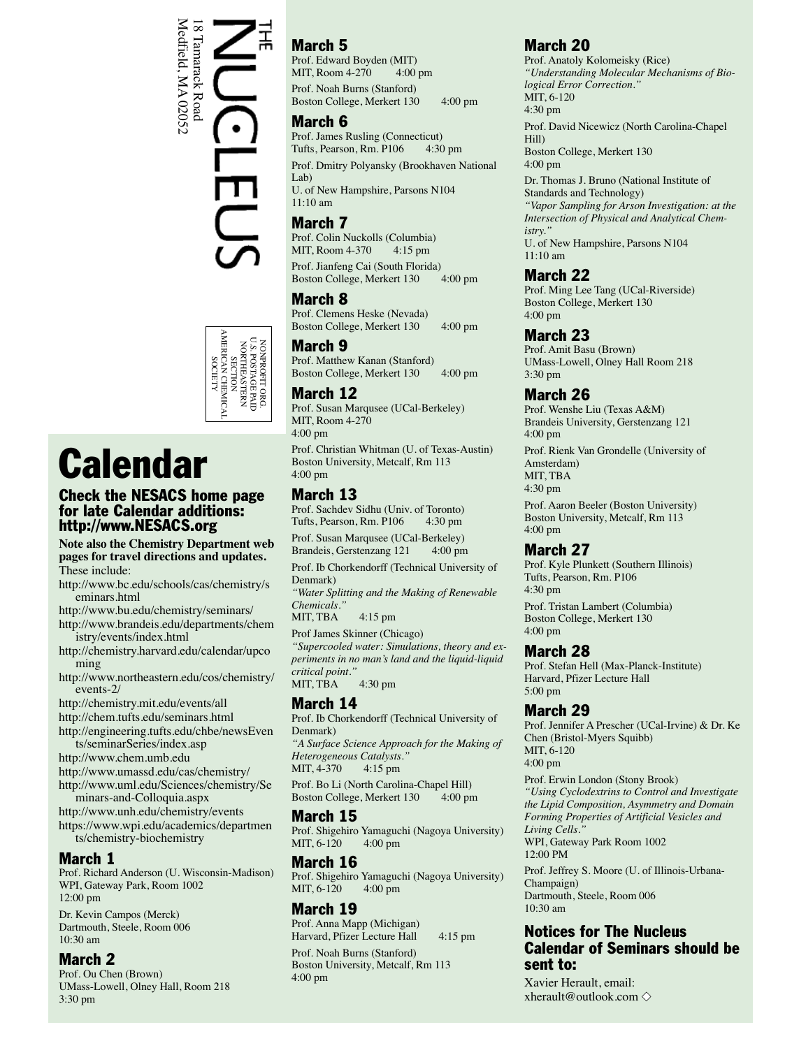THE NUCLEUS

18 Tamarack Road
Medfield, MA 02052

NONPROFIT ORG.
U.S. POSTAGE PAID
NORTHEASTERN SECTION
AMERICAN CHEMICAL SOCIETY

# Calendar

## Check the NESACS home page for late Calendar additions: http://www.NESACS.org

**Note also the Chemistry Department web pages for travel directions and updates.** These include:

- http://www.bc.edu/schools/cas/chemistry/seminars.html
- http://www.bu.edu/chemistry/seminars/
- http://www.brandeis.edu/departments/chemistry/events/index.html
- http://chemistry.harvard.edu/calendar/upcoming
- http://www.northeastern.edu/cos/chemistry/events-2/
- http://chemistry.mit.edu/events/all
- http://chem.tufts.edu/seminars.html
- http://engineering.tufts.edu/chbe/newsEvents/seminarSeries/index.asp
- http://www.chem.umb.edu
- http://www.umassd.edu/cas/chemistry/
- http://www.uml.edu/Sciences/chemistry/Seminars-and-Colloquia.aspx
- http://www.unh.edu/chemistry/events
- https://www.wpi.edu/academics/departments/chemistry-biochemistry

## March 1

Prof. Richard Anderson (U. Wisconsin-Madison)
WPI, Gateway Park, Room 1002
12:00 pm

Dr. Kevin Campos (Merck)
Dartmouth, Steele, Room 006
10:30 am

## March 2

Prof. Ou Chen (Brown)
UMass-Lowell, Olney Hall, Room 218
3:30 pm

## March 5

Prof. Edward Boyden (MIT)
MIT, Room 4-270 4:00 pm

Prof. Noah Burns (Stanford)
Boston College, Merkert 130 4:00 pm

## March 6

Prof. James Rusling (Connecticut)
Tufts, Pearson, Rm. P106 4:30 pm

Prof. Dmitry Polyansky (Brookhaven National Lab)
U. of New Hampshire, Parsons N104
11:10 am

## March 7

Prof. Colin Nuckolls (Columbia)
MIT, Room 4-370 4:15 pm

Prof. Jianfeng Cai (South Florida)
Boston College, Merkert 130 4:00 pm

## March 8

Prof. Clemens Heske (Nevada)
Boston College, Merkert 130 4:00 pm

## March 9

Prof. Matthew Kanan (Stanford)
Boston College, Merkert 130 4:00 pm

## March 12

Prof. Susan Marqusee (UCal-Berkeley)
MIT, Room 4-270
4:00 pm

Prof. Christian Whitman (U. of Texas-Austin)
Boston University, Metcalf, Rm 113
4:00 pm

## March 13

Prof. Sachdev Sidhu (Univ. of Toronto)
Tufts, Pearson, Rm. P106 4:30 pm

Prof. Susan Marqusee (UCal-Berkeley)
Brandeis, Gerstenzang 121 4:00 pm

Prof. Ib Chorkendorff (Technical University of Denmark)
*"Water Splitting and the Making of Renewable Chemicals."*
MIT, TBA 4:15 pm

Prof James Skinner (Chicago)
*"Supercooled water: Simulations, theory and experiments in no man's land and the liquid-liquid critical point."*
MIT, TBA 4:30 pm

## March 14

Prof. Ib Chorkendorff (Technical University of Denmark)
*"A Surface Science Approach for the Making of Heterogeneous Catalysts."*
MIT, 4-370 4:15 pm

Prof. Bo Li (North Carolina-Chapel Hill)
Boston College, Merkert 130 4:00 pm

## March 15

Prof. Shigehiro Yamaguchi (Nagoya University)
MIT, 6-120 4:00 pm

## March 16

Prof. Shigehiro Yamaguchi (Nagoya University)
MIT, 6-120 4:00 pm

## March 19

Prof. Anna Mapp (Michigan)
Harvard, Pfizer Lecture Hall 4:15 pm

Prof. Noah Burns (Stanford)
Boston University, Metcalf, Rm 113
4:00 pm

## March 20

Prof. Anatoly Kolomeisky (Rice)
*"Understanding Molecular Mechanisms of Biological Error Correction."*
MIT, 6-120
4:30 pm

Prof. David Nicewicz (North Carolina-Chapel Hill)
Boston College, Merkert 130
4:00 pm

Dr. Thomas J. Bruno (National Institute of Standards and Technology)
*"Vapor Sampling for Arson Investigation: at the Intersection of Physical and Analytical Chemistry."*
U. of New Hampshire, Parsons N104
11:10 am

## March 22

Prof. Ming Lee Tang (UCal-Riverside)
Boston College, Merkert 130
4:00 pm

## March 23

Prof. Amit Basu (Brown)
UMass-Lowell, Olney Hall Room 218
3:30 pm

## March 26

Prof. Wenshe Liu (Texas A&M)
Brandeis University, Gerstenzang 121
4:00 pm

Prof. Rienk Van Grondelle (University of Amsterdam)
MIT, TBA
4:30 pm

Prof. Aaron Beeler (Boston University)
Boston University, Metcalf, Rm 113
4:00 pm

## March 27

Prof. Kyle Plunkett (Southern Illinois)
Tufts, Pearson, Rm. P106
4:30 pm

Prof. Tristan Lambert (Columbia)
Boston College, Merkert 130
4:00 pm

## March 28

Prof. Stefan Hell (Max-Planck-Institute)
Harvard, Pfizer Lecture Hall
5:00 pm

## March 29

Prof. Jennifer A Prescher (UCal-Irvine) & Dr. Ke Chen (Bristol-Myers Squibb)
MIT, 6-120
4:00 pm

Prof. Erwin London (Stony Brook)
*"Using Cyclodextrins to Control and Investigate the Lipid Composition, Asymmetry and Domain Forming Properties of Artificial Vesicles and Living Cells."*
WPI, Gateway Park Room 1002
12:00 PM

Prof. Jeffrey S. Moore (U. of Illinois-Urbana-Champaign)
Dartmouth, Steele, Room 006
10:30 am

## Notices for The Nucleus Calendar of Seminars should be sent to:

Xavier Herault, email:
xherault@outlook.com ◇